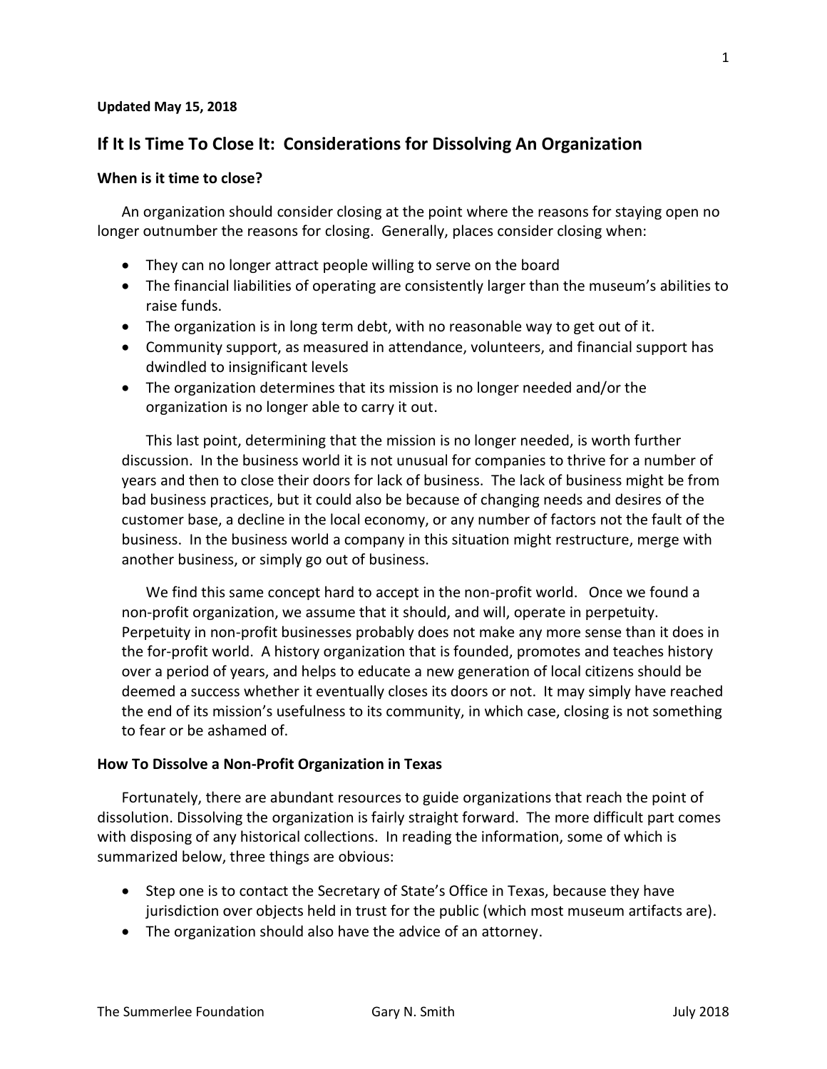**Updated May 15, 2018**

## If It Is Time To Close It: Considerations for Dissolving An Organization

### When is it time to close?

An organization should consider closing at the point where the reasons for staying open no longer outnumber the reasons for closing. Generally, places consider closing when:

- They can no longer attract people willing to serve on the board
- The financial liabilities of operating are consistently larger than the museum's abilities to raise funds.
- The organization is in long term debt, with no reasonable way to get out of it.
- Community support, as measured in attendance, volunteers, and financial support has dwindled to insignificant levels
- The organization determines that its mission is no longer needed and/or the organization is no longer able to carry it out.

This last point, determining that the mission is no longer needed, is worth further discussion. In the business world it is not unusual for companies to thrive for a number of years and then to close their doors for lack of business. The lack of business might be from bad business practices, but it could also be because of changing needs and desires of the customer base, a decline in the local economy, or any number of factors not the fault of the business. In the business world a company in this situation might restructure, merge with another business, or simply go out of business.

We find this same concept hard to accept in the non-profit world. Once we found a non-profit organization, we assume that it should, and will, operate in perpetuity. Perpetuity in non-profit businesses probably does not make any more sense than it does in the for-profit world. A history organization that is founded, promotes and teaches history over a period of years, and helps to educate a new generation of local citizens should be deemed a success whether it eventually closes its doors or not. It may simply have reached the end of its mission's usefulness to its community, in which case, closing is not something to fear or be ashamed of.

### How To Dissolve a Non-Profit Organization in Texas

Fortunately, there are abundant resources to guide organizations that reach the point of dissolution. Dissolving the organization is fairly straight forward. The more difficult part comes with disposing of any historical collections. In reading the information, some of which is summarized below, three things are obvious:

- Step one is to contact the Secretary of State's Office in Texas, because they have jurisdiction over objects held in trust for the public (which most museum artifacts are).
- The organization should also have the advice of an attorney.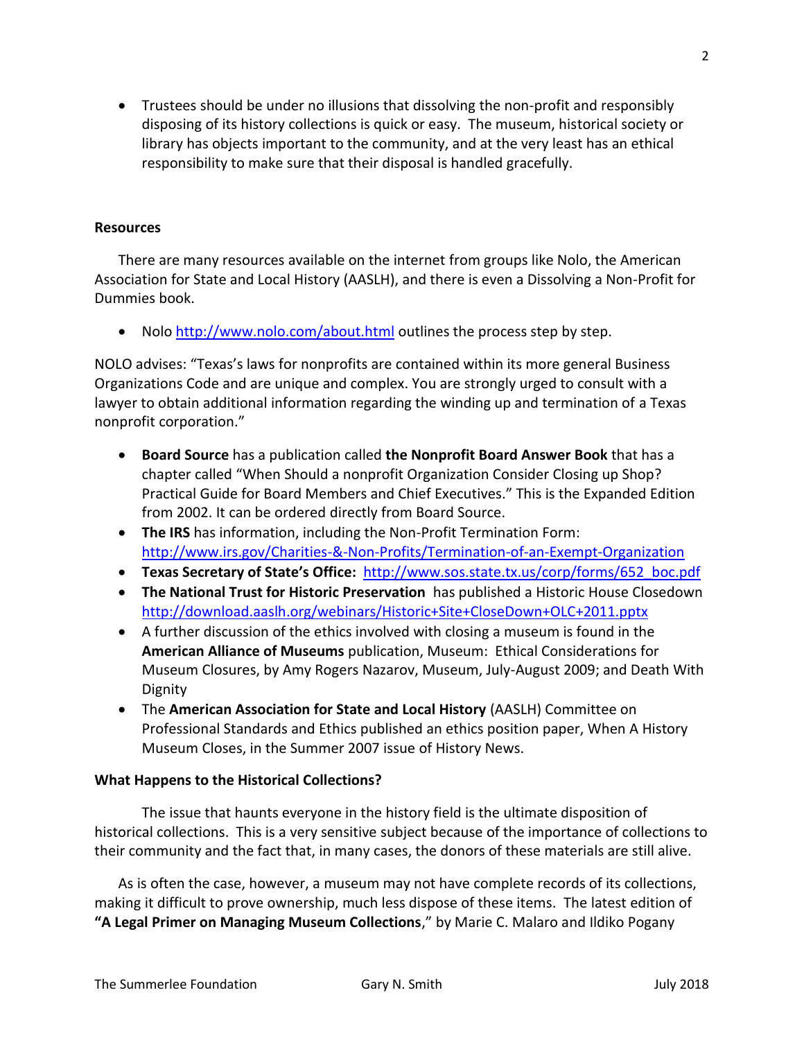- Trustees should be under no illusions that dissolving the non-profit and responsibly disposing of its history collections is quick or easy. The museum, historical society or library has objects important to the community, and at the very least has an ethical responsibility to make sure that their disposal is handled gracefully.

**Resources**

There are many resources available on the internet from groups like Nolo, the American Association for State and Local History (AASLH), and there is even a Dissolving a Non-Profit for Dummies book.

- Nolo http://www.nolo.com/about.html outlines the process step by step.

NOLO advises: "Texas's laws for nonprofits are contained within its more general Business Organizations Code and are unique and complex. You are strongly urged to consult with a lawyer to obtain additional information regarding the winding up and termination of a Texas nonprofit corporation."

- **Board Source** has a publication called **the Nonprofit Board Answer Book** that has a chapter called "When Should a nonprofit Organization Consider Closing up Shop? Practical Guide for Board Members and Chief Executives." This is the Expanded Edition from 2002. It can be ordered directly from Board Source.
- **The IRS** has information, including the Non-Profit Termination Form: http://www.irs.gov/Charities-&-Non-Profits/Termination-of-an-Exempt-Organization
- **Texas Secretary of State's Office:** http://www.sos.state.tx.us/corp/forms/652_boc.pdf
- **The National Trust for Historic Preservation** has published a Historic House Closedown http://download.aaslh.org/webinars/Historic+Site+CloseDown+OLC+2011.pptx
- A further discussion of the ethics involved with closing a museum is found in the **American Alliance of Museums** publication, Museum: Ethical Considerations for Museum Closures, by Amy Rogers Nazarov, Museum, July-August 2009; and Death With Dignity
- The **American Association for State and Local History** (AASLH) Committee on Professional Standards and Ethics published an ethics position paper, When A History Museum Closes, in the Summer 2007 issue of History News.

**What Happens to the Historical Collections?**

The issue that haunts everyone in the history field is the ultimate disposition of historical collections. This is a very sensitive subject because of the importance of collections to their community and the fact that, in many cases, the donors of these materials are still alive.

As is often the case, however, a museum may not have complete records of its collections, making it difficult to prove ownership, much less dispose of these items. The latest edition of **"A Legal Primer on Managing Museum Collections**," by Marie C. Malaro and Ildiko Pogany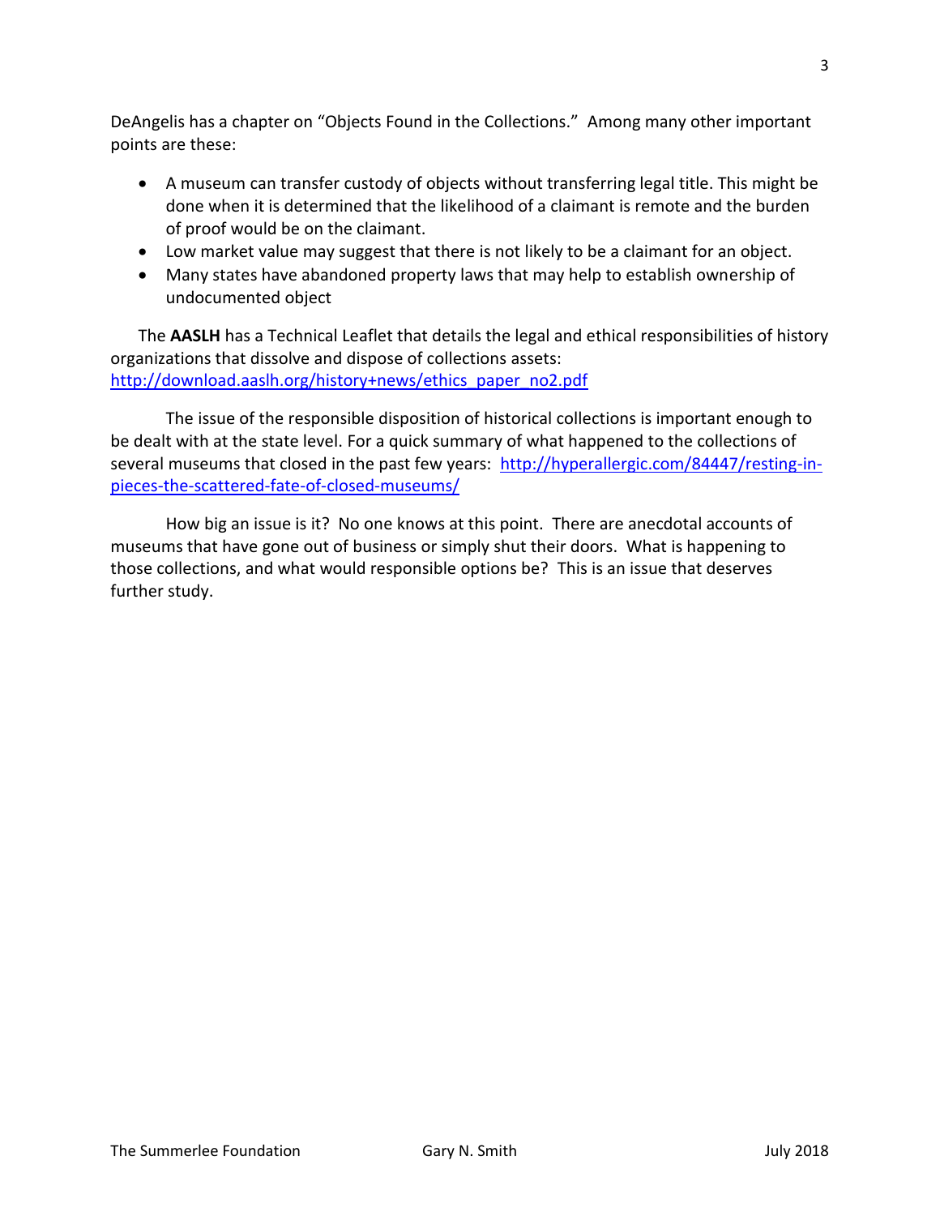DeAngelis has a chapter on "Objects Found in the Collections." Among many other important points are these:

- A museum can transfer custody of objects without transferring legal title. This might be done when it is determined that the likelihood of a claimant is remote and the burden of proof would be on the claimant.
- Low market value may suggest that there is not likely to be a claimant for an object.
- Many states have abandoned property laws that may help to establish ownership of undocumented object

The **AASLH** has a Technical Leaflet that details the legal and ethical responsibilities of history organizations that dissolve and dispose of collections assets: [http://download.aaslh.org/history+news/ethics_paper_no2.pdf](http://download.aaslh.org/history+news/ethics_paper_no2.pdf)

The issue of the responsible disposition of historical collections is important enough to be dealt with at the state level. For a quick summary of what happened to the collections of several museums that closed in the past few years: [http://hyperallergic.com/84447/resting-in-pieces-the-scattered-fate-of-closed-museums/](http://hyperallergic.com/84447/resting-in-pieces-the-scattered-fate-of-closed-museums/)

How big an issue is it? No one knows at this point. There are anecdotal accounts of museums that have gone out of business or simply shut their doors. What is happening to those collections, and what would responsible options be? This is an issue that deserves further study.